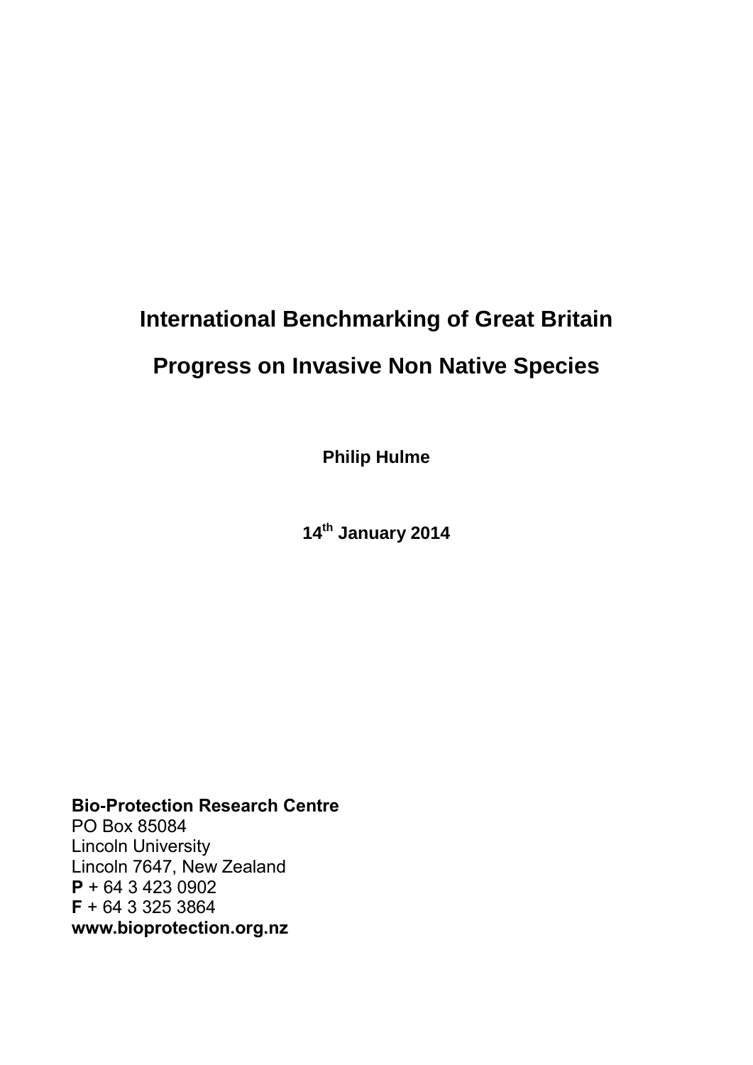# International Benchmarking of Great Britain Progress on Invasive Non Native Species

**Philip Hulme**

**14th January 2014**

**Bio-Protection Research Centre**
PO Box 85084
Lincoln University
Lincoln 7647, New Zealand
**P** + 64 3 423 0902
**F** + 64 3 325 3864
**www.bioprotection.org.nz**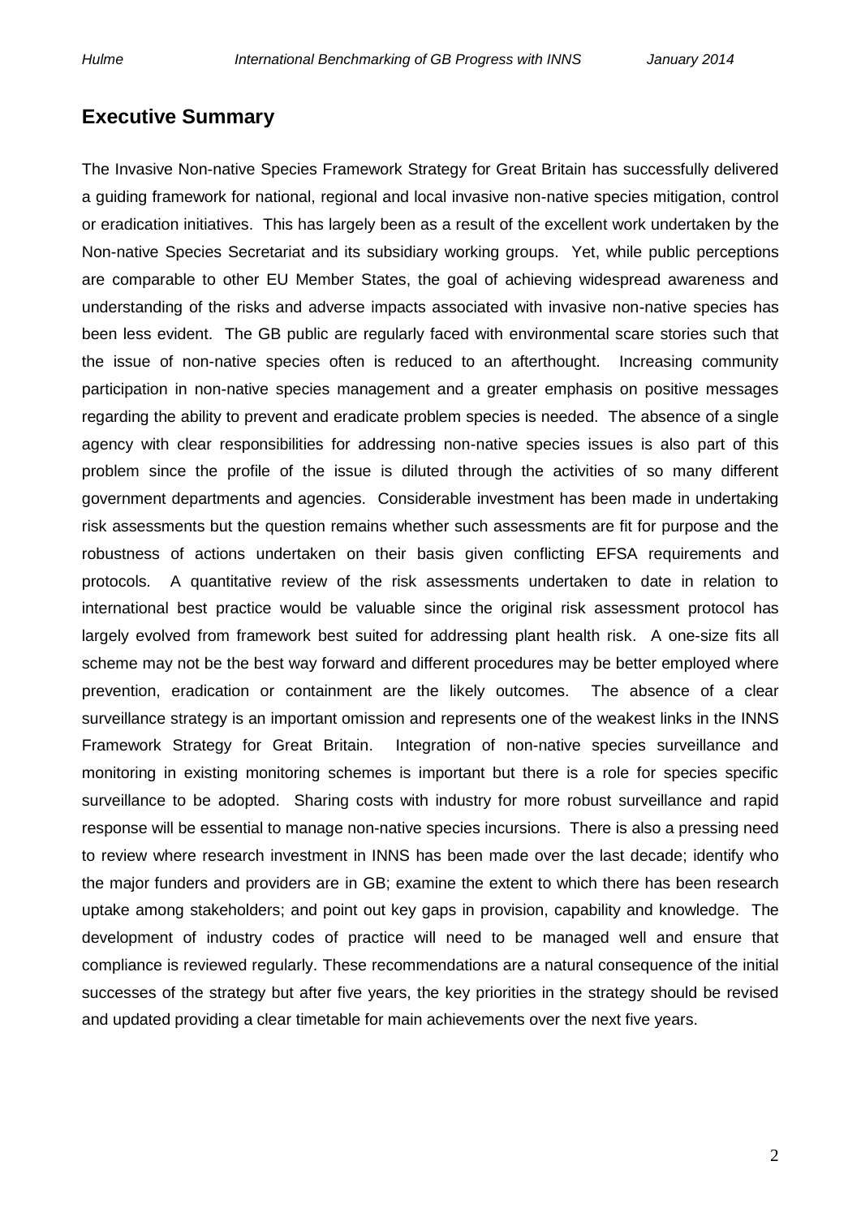## Executive Summary

The Invasive Non-native Species Framework Strategy for Great Britain has successfully delivered a guiding framework for national, regional and local invasive non-native species mitigation, control or eradication initiatives. This has largely been as a result of the excellent work undertaken by the Non-native Species Secretariat and its subsidiary working groups. Yet, while public perceptions are comparable to other EU Member States, the goal of achieving widespread awareness and understanding of the risks and adverse impacts associated with invasive non-native species has been less evident. The GB public are regularly faced with environmental scare stories such that the issue of non-native species often is reduced to an afterthought. Increasing community participation in non-native species management and a greater emphasis on positive messages regarding the ability to prevent and eradicate problem species is needed. The absence of a single agency with clear responsibilities for addressing non-native species issues is also part of this problem since the profile of the issue is diluted through the activities of so many different government departments and agencies. Considerable investment has been made in undertaking risk assessments but the question remains whether such assessments are fit for purpose and the robustness of actions undertaken on their basis given conflicting EFSA requirements and protocols. A quantitative review of the risk assessments undertaken to date in relation to international best practice would be valuable since the original risk assessment protocol has largely evolved from framework best suited for addressing plant health risk. A one-size fits all scheme may not be the best way forward and different procedures may be better employed where prevention, eradication or containment are the likely outcomes. The absence of a clear surveillance strategy is an important omission and represents one of the weakest links in the INNS Framework Strategy for Great Britain. Integration of non-native species surveillance and monitoring in existing monitoring schemes is important but there is a role for species specific surveillance to be adopted. Sharing costs with industry for more robust surveillance and rapid response will be essential to manage non-native species incursions. There is also a pressing need to review where research investment in INNS has been made over the last decade; identify who the major funders and providers are in GB; examine the extent to which there has been research uptake among stakeholders; and point out key gaps in provision, capability and knowledge. The development of industry codes of practice will need to be managed well and ensure that compliance is reviewed regularly. These recommendations are a natural consequence of the initial successes of the strategy but after five years, the key priorities in the strategy should be revised and updated providing a clear timetable for main achievements over the next five years.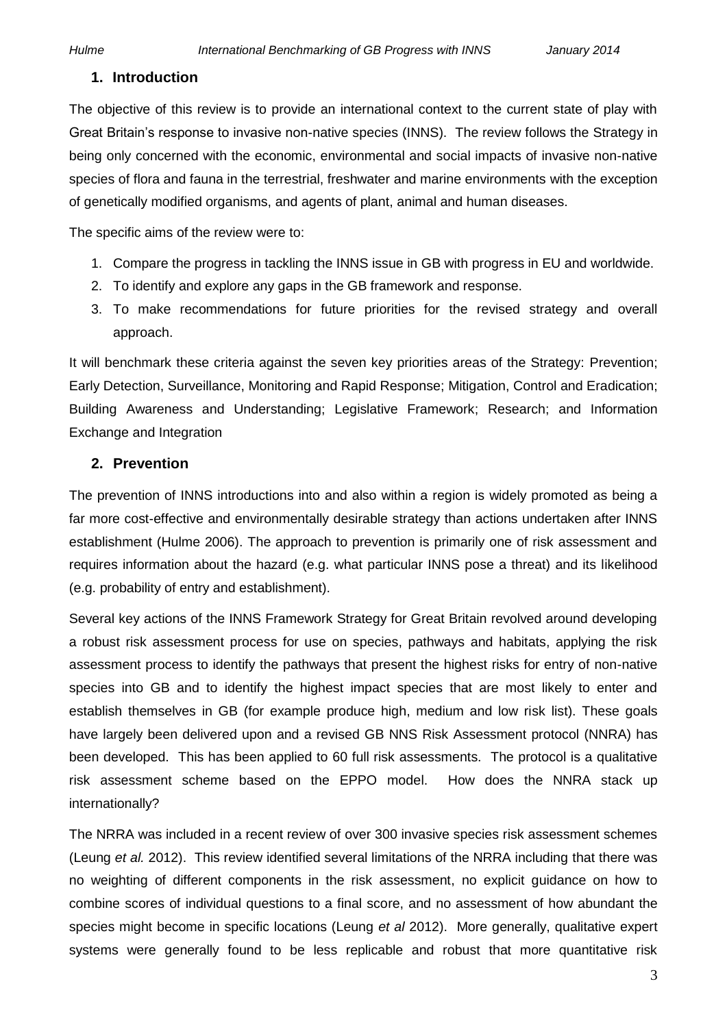## 1. Introduction

The objective of this review is to provide an international context to the current state of play with Great Britain's response to invasive non-native species (INNS). The review follows the Strategy in being only concerned with the economic, environmental and social impacts of invasive non-native species of flora and fauna in the terrestrial, freshwater and marine environments with the exception of genetically modified organisms, and agents of plant, animal and human diseases.

The specific aims of the review were to:

1. Compare the progress in tackling the INNS issue in GB with progress in EU and worldwide.
2. To identify and explore any gaps in the GB framework and response.
3. To make recommendations for future priorities for the revised strategy and overall approach.

It will benchmark these criteria against the seven key priorities areas of the Strategy: Prevention; Early Detection, Surveillance, Monitoring and Rapid Response; Mitigation, Control and Eradication; Building Awareness and Understanding; Legislative Framework; Research; and Information Exchange and Integration

## 2. Prevention

The prevention of INNS introductions into and also within a region is widely promoted as being a far more cost-effective and environmentally desirable strategy than actions undertaken after INNS establishment (Hulme 2006). The approach to prevention is primarily one of risk assessment and requires information about the hazard (e.g. what particular INNS pose a threat) and its likelihood (e.g. probability of entry and establishment).

Several key actions of the INNS Framework Strategy for Great Britain revolved around developing a robust risk assessment process for use on species, pathways and habitats, applying the risk assessment process to identify the pathways that present the highest risks for entry of non-native species into GB and to identify the highest impact species that are most likely to enter and establish themselves in GB (for example produce high, medium and low risk list). These goals have largely been delivered upon and a revised GB NNS Risk Assessment protocol (NNRA) has been developed. This has been applied to 60 full risk assessments. The protocol is a qualitative risk assessment scheme based on the EPPO model. How does the NNRA stack up internationally?

The NRRA was included in a recent review of over 300 invasive species risk assessment schemes (Leung *et al.* 2012). This review identified several limitations of the NRRA including that there was no weighting of different components in the risk assessment, no explicit guidance on how to combine scores of individual questions to a final score, and no assessment of how abundant the species might become in specific locations (Leung *et al* 2012). More generally, qualitative expert systems were generally found to be less replicable and robust that more quantitative risk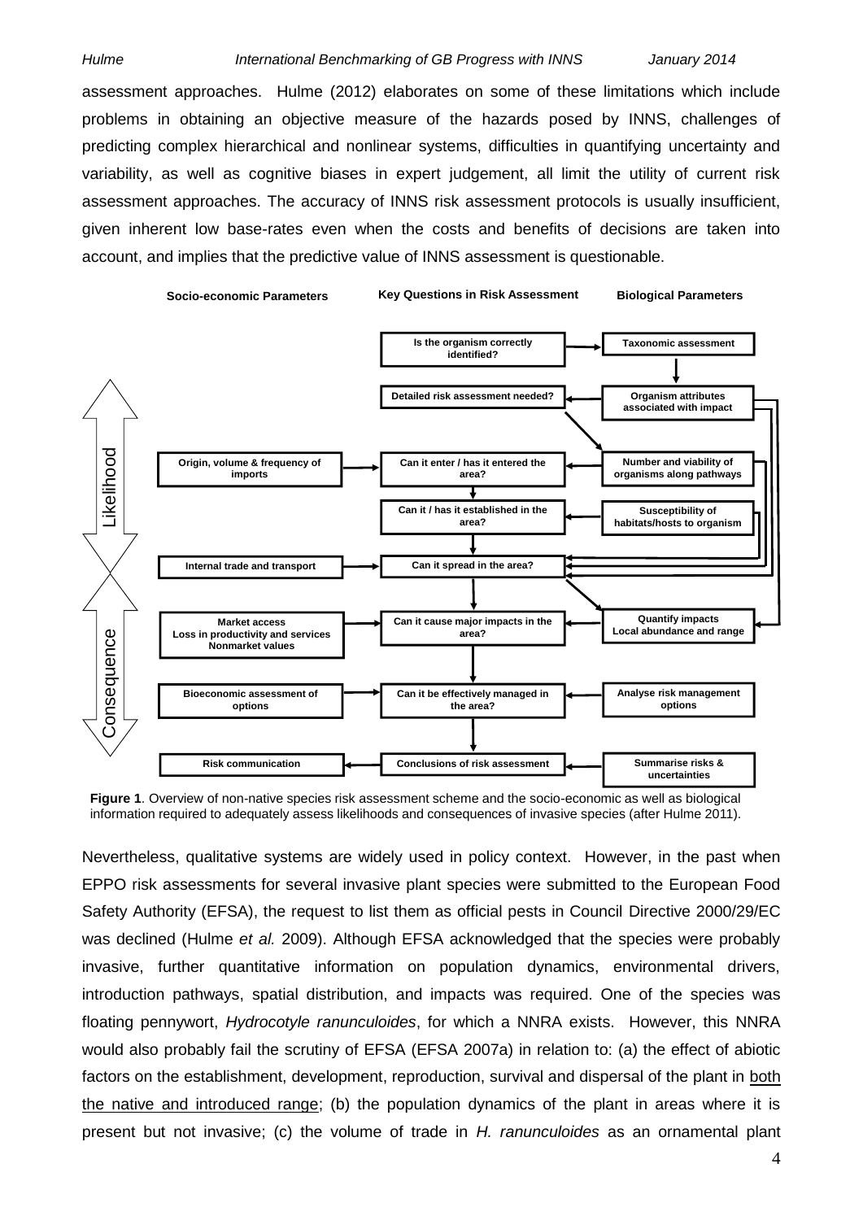assessment approaches. Hulme (2012) elaborates on some of these limitations which include problems in obtaining an objective measure of the hazards posed by INNS, challenges of predicting complex hierarchical and nonlinear systems, difficulties in quantifying uncertainty and variability, as well as cognitive biases in expert judgement, all limit the utility of current risk assessment approaches. The accuracy of INNS risk assessment protocols is usually insufficient, given inherent low base-rates even when the costs and benefits of decisions are taken into account, and implies that the predictive value of INNS assessment is questionable.

**Figure 1**. Overview of non-native species risk assessment scheme and the socio-economic as well as biological information required to adequately assess likelihoods and consequences of invasive species (after Hulme 2011).

Nevertheless, qualitative systems are widely used in policy context. However, in the past when EPPO risk assessments for several invasive plant species were submitted to the European Food Safety Authority (EFSA), the request to list them as official pests in Council Directive 2000/29/EC was declined (Hulme *et al.* 2009). Although EFSA acknowledged that the species were probably invasive, further quantitative information on population dynamics, environmental drivers, introduction pathways, spatial distribution, and impacts was required. One of the species was floating pennywort, *Hydrocotyle ranunculoides*, for which a NNRA exists. However, this NNRA would also probably fail the scrutiny of EFSA (EFSA 2007a) in relation to: (a) the effect of abiotic factors on the establishment, development, reproduction, survival and dispersal of the plant in both the native and introduced range; (b) the population dynamics of the plant in areas where it is present but not invasive; (c) the volume of trade in *H. ranunculoides* as an ornamental plant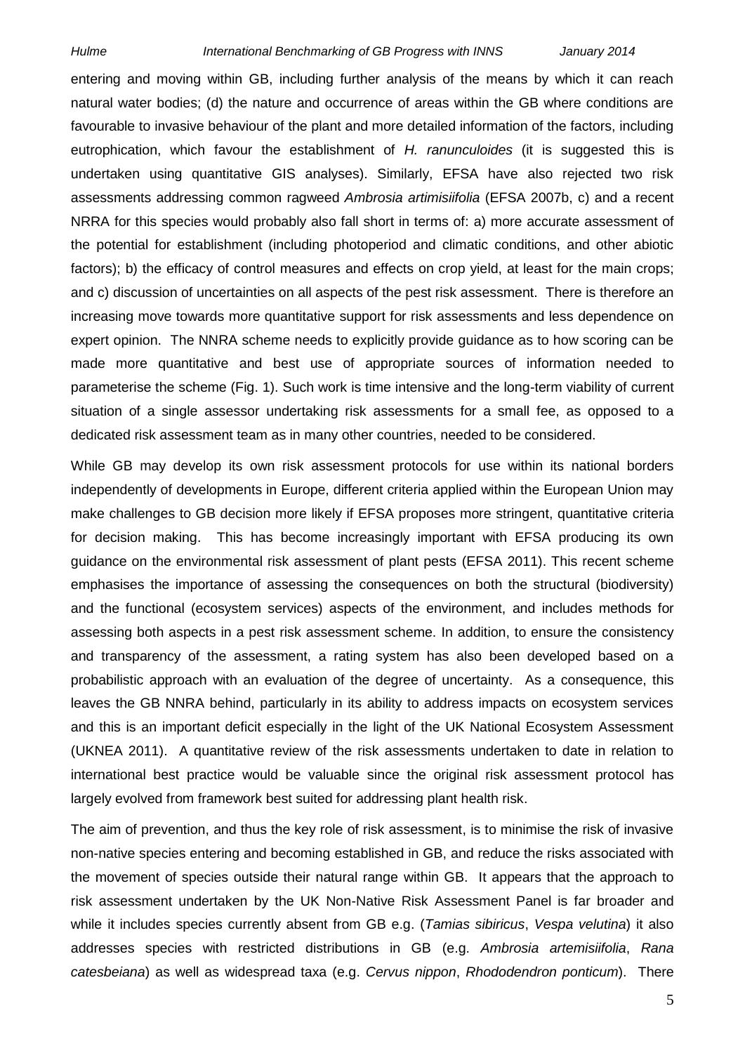entering and moving within GB, including further analysis of the means by which it can reach natural water bodies; (d) the nature and occurrence of areas within the GB where conditions are favourable to invasive behaviour of the plant and more detailed information of the factors, including eutrophication, which favour the establishment of *H. ranunculoides* (it is suggested this is undertaken using quantitative GIS analyses). Similarly, EFSA have also rejected two risk assessments addressing common ragweed *Ambrosia artimisiifolia* (EFSA 2007b, c) and a recent NRRA for this species would probably also fall short in terms of: a) more accurate assessment of the potential for establishment (including photoperiod and climatic conditions, and other abiotic factors); b) the efficacy of control measures and effects on crop yield, at least for the main crops; and c) discussion of uncertainties on all aspects of the pest risk assessment. There is therefore an increasing move towards more quantitative support for risk assessments and less dependence on expert opinion. The NNRA scheme needs to explicitly provide guidance as to how scoring can be made more quantitative and best use of appropriate sources of information needed to parameterise the scheme (Fig. 1). Such work is time intensive and the long-term viability of current situation of a single assessor undertaking risk assessments for a small fee, as opposed to a dedicated risk assessment team as in many other countries, needed to be considered.

While GB may develop its own risk assessment protocols for use within its national borders independently of developments in Europe, different criteria applied within the European Union may make challenges to GB decision more likely if EFSA proposes more stringent, quantitative criteria for decision making. This has become increasingly important with EFSA producing its own guidance on the environmental risk assessment of plant pests (EFSA 2011). This recent scheme emphasises the importance of assessing the consequences on both the structural (biodiversity) and the functional (ecosystem services) aspects of the environment, and includes methods for assessing both aspects in a pest risk assessment scheme. In addition, to ensure the consistency and transparency of the assessment, a rating system has also been developed based on a probabilistic approach with an evaluation of the degree of uncertainty. As a consequence, this leaves the GB NNRA behind, particularly in its ability to address impacts on ecosystem services and this is an important deficit especially in the light of the UK National Ecosystem Assessment (UKNEA 2011). A quantitative review of the risk assessments undertaken to date in relation to international best practice would be valuable since the original risk assessment protocol has largely evolved from framework best suited for addressing plant health risk.

The aim of prevention, and thus the key role of risk assessment, is to minimise the risk of invasive non-native species entering and becoming established in GB, and reduce the risks associated with the movement of species outside their natural range within GB. It appears that the approach to risk assessment undertaken by the UK Non-Native Risk Assessment Panel is far broader and while it includes species currently absent from GB e.g. (*Tamias sibiricus*, *Vespa velutina*) it also addresses species with restricted distributions in GB (e.g. *Ambrosia artemisiifolia*, *Rana catesbeiana*) as well as widespread taxa (e.g. *Cervus nippon*, *Rhododendron ponticum*). There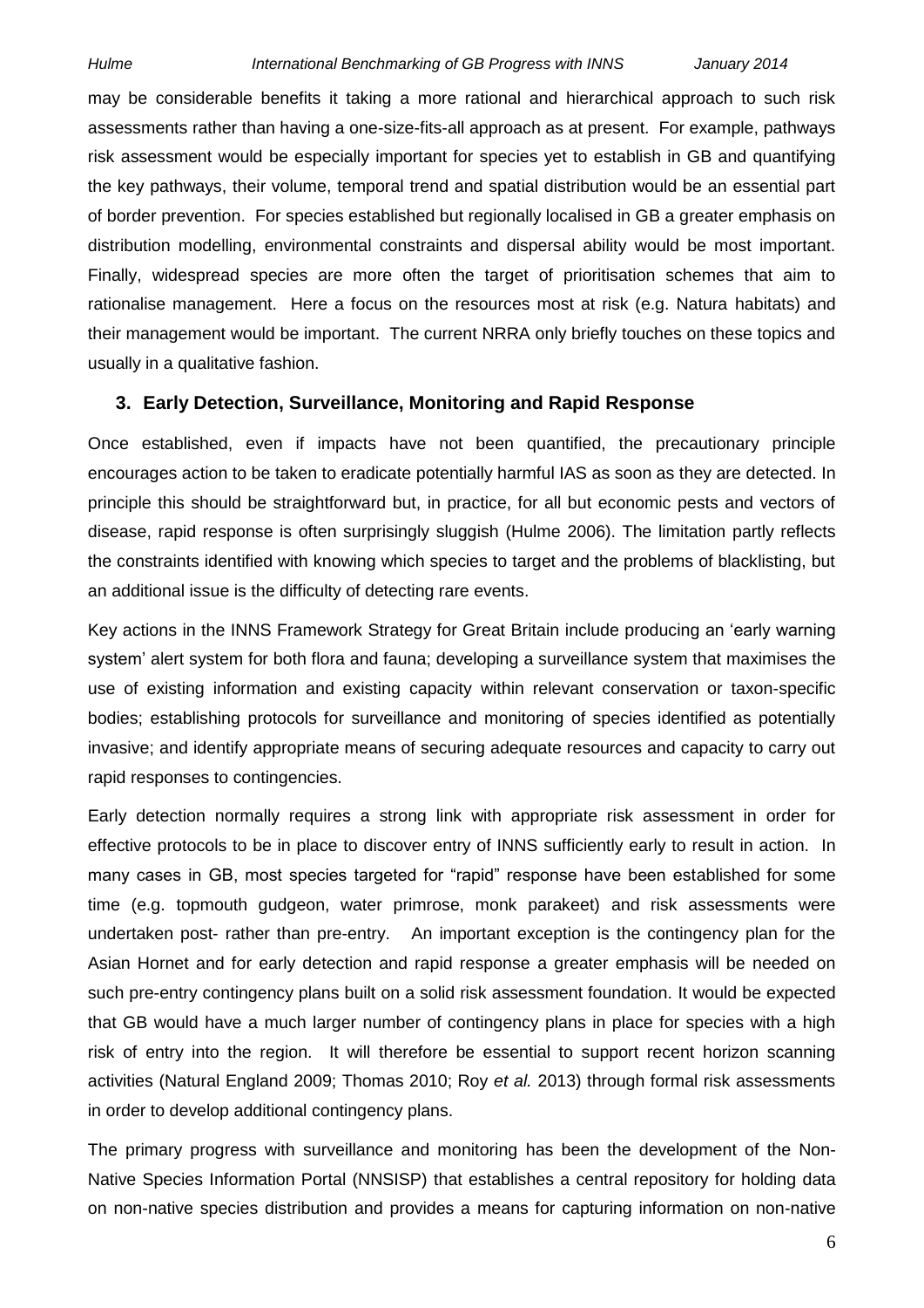may be considerable benefits it taking a more rational and hierarchical approach to such risk assessments rather than having a one-size-fits-all approach as at present. For example, pathways risk assessment would be especially important for species yet to establish in GB and quantifying the key pathways, their volume, temporal trend and spatial distribution would be an essential part of border prevention. For species established but regionally localised in GB a greater emphasis on distribution modelling, environmental constraints and dispersal ability would be most important. Finally, widespread species are more often the target of prioritisation schemes that aim to rationalise management. Here a focus on the resources most at risk (e.g. Natura habitats) and their management would be important. The current NRRA only briefly touches on these topics and usually in a qualitative fashion.

## 3. Early Detection, Surveillance, Monitoring and Rapid Response

Once established, even if impacts have not been quantified, the precautionary principle encourages action to be taken to eradicate potentially harmful IAS as soon as they are detected. In principle this should be straightforward but, in practice, for all but economic pests and vectors of disease, rapid response is often surprisingly sluggish (Hulme 2006). The limitation partly reflects the constraints identified with knowing which species to target and the problems of blacklisting, but an additional issue is the difficulty of detecting rare events.

Key actions in the INNS Framework Strategy for Great Britain include producing an 'early warning system' alert system for both flora and fauna; developing a surveillance system that maximises the use of existing information and existing capacity within relevant conservation or taxon-specific bodies; establishing protocols for surveillance and monitoring of species identified as potentially invasive; and identify appropriate means of securing adequate resources and capacity to carry out rapid responses to contingencies.

Early detection normally requires a strong link with appropriate risk assessment in order for effective protocols to be in place to discover entry of INNS sufficiently early to result in action. In many cases in GB, most species targeted for "rapid" response have been established for some time (e.g. topmouth gudgeon, water primrose, monk parakeet) and risk assessments were undertaken post- rather than pre-entry. An important exception is the contingency plan for the Asian Hornet and for early detection and rapid response a greater emphasis will be needed on such pre-entry contingency plans built on a solid risk assessment foundation. It would be expected that GB would have a much larger number of contingency plans in place for species with a high risk of entry into the region. It will therefore be essential to support recent horizon scanning activities (Natural England 2009; Thomas 2010; Roy *et al.* 2013) through formal risk assessments in order to develop additional contingency plans.

The primary progress with surveillance and monitoring has been the development of the Non-Native Species Information Portal (NNSISP) that establishes a central repository for holding data on non-native species distribution and provides a means for capturing information on non-native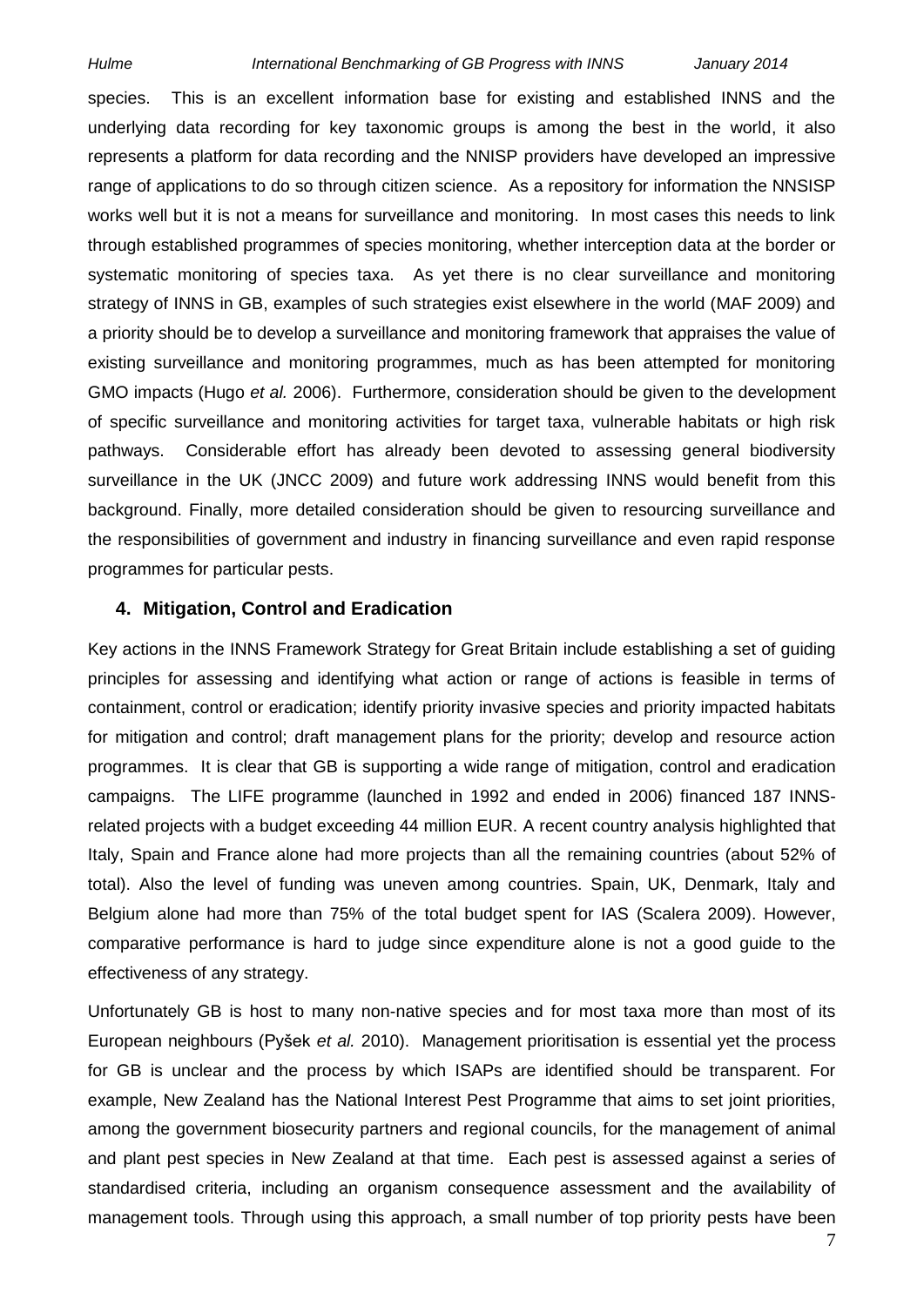species. This is an excellent information base for existing and established INNS and the underlying data recording for key taxonomic groups is among the best in the world, it also represents a platform for data recording and the NNISP providers have developed an impressive range of applications to do so through citizen science. As a repository for information the NNSISP works well but it is not a means for surveillance and monitoring. In most cases this needs to link through established programmes of species monitoring, whether interception data at the border or systematic monitoring of species taxa. As yet there is no clear surveillance and monitoring strategy of INNS in GB, examples of such strategies exist elsewhere in the world (MAF 2009) and a priority should be to develop a surveillance and monitoring framework that appraises the value of existing surveillance and monitoring programmes, much as has been attempted for monitoring GMO impacts (Hugo *et al.* 2006). Furthermore, consideration should be given to the development of specific surveillance and monitoring activities for target taxa, vulnerable habitats or high risk pathways. Considerable effort has already been devoted to assessing general biodiversity surveillance in the UK (JNCC 2009) and future work addressing INNS would benefit from this background. Finally, more detailed consideration should be given to resourcing surveillance and the responsibilities of government and industry in financing surveillance and even rapid response programmes for particular pests.

## 4. Mitigation, Control and Eradication

Key actions in the INNS Framework Strategy for Great Britain include establishing a set of guiding principles for assessing and identifying what action or range of actions is feasible in terms of containment, control or eradication; identify priority invasive species and priority impacted habitats for mitigation and control; draft management plans for the priority; develop and resource action programmes. It is clear that GB is supporting a wide range of mitigation, control and eradication campaigns. The LIFE programme (launched in 1992 and ended in 2006) financed 187 INNS-related projects with a budget exceeding 44 million EUR. A recent country analysis highlighted that Italy, Spain and France alone had more projects than all the remaining countries (about 52% of total). Also the level of funding was uneven among countries. Spain, UK, Denmark, Italy and Belgium alone had more than 75% of the total budget spent for IAS (Scalera 2009). However, comparative performance is hard to judge since expenditure alone is not a good guide to the effectiveness of any strategy.

Unfortunately GB is host to many non-native species and for most taxa more than most of its European neighbours (Pyšek *et al.* 2010). Management prioritisation is essential yet the process for GB is unclear and the process by which ISAPs are identified should be transparent. For example, New Zealand has the National Interest Pest Programme that aims to set joint priorities, among the government biosecurity partners and regional councils, for the management of animal and plant pest species in New Zealand at that time. Each pest is assessed against a series of standardised criteria, including an organism consequence assessment and the availability of management tools. Through using this approach, a small number of top priority pests have been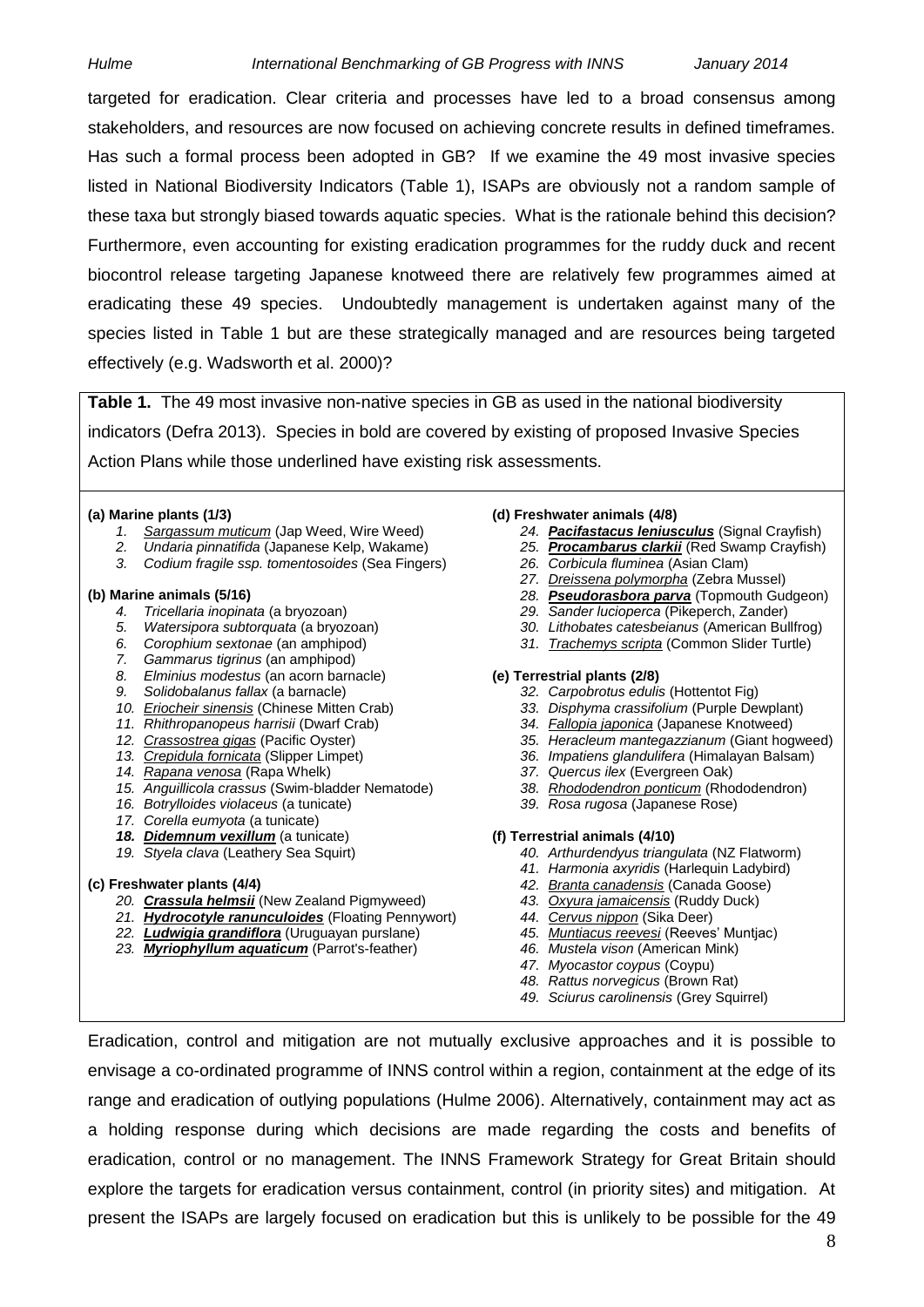targeted for eradication. Clear criteria and processes have led to a broad consensus among stakeholders, and resources are now focused on achieving concrete results in defined timeframes. Has such a formal process been adopted in GB? If we examine the 49 most invasive species listed in National Biodiversity Indicators (Table 1), ISAPs are obviously not a random sample of these taxa but strongly biased towards aquatic species. What is the rationale behind this decision? Furthermore, even accounting for existing eradication programmes for the ruddy duck and recent biocontrol release targeting Japanese knotweed there are relatively few programmes aimed at eradicating these 49 species. Undoubtedly management is undertaken against many of the species listed in Table 1 but are these strategically managed and are resources being targeted effectively (e.g. Wadsworth et al. 2000)?

**Table 1.** The 49 most invasive non-native species in GB as used in the national biodiversity indicators (Defra 2013). Species in bold are covered by existing of proposed Invasive Species Action Plans while those underlined have existing risk assessments.

**(a) Marine plants (1/3)**

1. <u>*Sargassum muticum*</u> (Jap Weed, Wire Weed)
2. *Undaria pinnatifida* (Japanese Kelp, Wakame)
3. *Codium fragile ssp. tomentosoides* (Sea Fingers)

**(b) Marine animals (5/16)**

4. *Tricellaria inopinata* (a bryozoan)
5. *Watersipora subtorquata* (a bryozoan)
6. *Corophium sextonae* (an amphipod)
7. *Gammarus tigrinus* (an amphipod)
8. *Elminius modestus* (an acorn barnacle)
9. *Solidobalanus fallax* (a barnacle)
10. <u>*Eriocheir sinensis*</u> (Chinese Mitten Crab)
11. *Rhithropanopeus harrisii* (Dwarf Crab)
12. <u>*Crassostrea gigas*</u> (Pacific Oyster)
13. <u>*Crepidula fornicata*</u> (Slipper Limpet)
14. <u>*Rapana venosa*</u> (Rapa Whelk)
15. *Anguillicola crassus* (Swim-bladder Nematode)
16. *Botrylloides violaceus* (a tunicate)
17. *Corella eumyota* (a tunicate)
18. **<u>*Didemnum vexillum*</u>** (a tunicate)
19. *Styela clava* (Leathery Sea Squirt)

**(c) Freshwater plants (4/4)**

20. **<u>*Crassula helmsii*</u>** (New Zealand Pigmyweed)
21. **<u>*Hydrocotyle ranunculoides*</u>** (Floating Pennywort)
22. **<u>*Ludwigia grandiflora*</u>** (Uruguayan purslane)
23. **<u>*Myriophyllum aquaticum*</u>** (Parrot's-feather)

**(d) Freshwater animals (4/8)**

24. **<u>*Pacifastacus leniusculus*</u>** (Signal Crayfish)
25. **<u>*Procambarus clarkii*</u>** (Red Swamp Crayfish)
26. *Corbicula fluminea* (Asian Clam)
27. <u>*Dreissena polymorpha*</u> (Zebra Mussel)
28. **<u>*Pseudorasbora parva*</u>** (Topmouth Gudgeon)
29. *Sander lucioperca* (Pikeperch, Zander)
30. *Lithobates catesbeianus* (American Bullfrog)
31. <u>*Trachemys scripta*</u> (Common Slider Turtle)

**(e) Terrestrial plants (2/8)**

32. *Carpobrotus edulis* (Hottentot Fig)
33. *Disphyma crassifolium* (Purple Dewplant)
34. <u>*Fallopia japonica*</u> (Japanese Knotweed)
35. *Heracleum mantegazzianum* (Giant hogweed)
36. *Impatiens glandulifera* (Himalayan Balsam)
37. *Quercus ilex* (Evergreen Oak)
38. <u>*Rhododendron ponticum*</u> (Rhododendron)
39. *Rosa rugosa* (Japanese Rose)

**(f) Terrestrial animals (4/10)**

40. *Arthurdendyus triangulata* (NZ Flatworm)
41. *Harmonia axyridis* (Harlequin Ladybird)
42. <u>*Branta canadensis*</u> (Canada Goose)
43. <u>*Oxyura jamaicensis*</u> (Ruddy Duck)
44. <u>*Cervus nippon*</u> (Sika Deer)
45. <u>*Muntiacus reevesi*</u> (Reeves' Muntjac)
46. *Mustela vison* (American Mink)
47. *Myocastor coypus* (Coypu)
48. *Rattus norvegicus* (Brown Rat)
49. *Sciurus carolinensis* (Grey Squirrel)

Eradication, control and mitigation are not mutually exclusive approaches and it is possible to envisage a co-ordinated programme of INNS control within a region, containment at the edge of its range and eradication of outlying populations (Hulme 2006). Alternatively, containment may act as a holding response during which decisions are made regarding the costs and benefits of eradication, control or no management. The INNS Framework Strategy for Great Britain should explore the targets for eradication versus containment, control (in priority sites) and mitigation. At present the ISAPs are largely focused on eradication but this is unlikely to be possible for the 49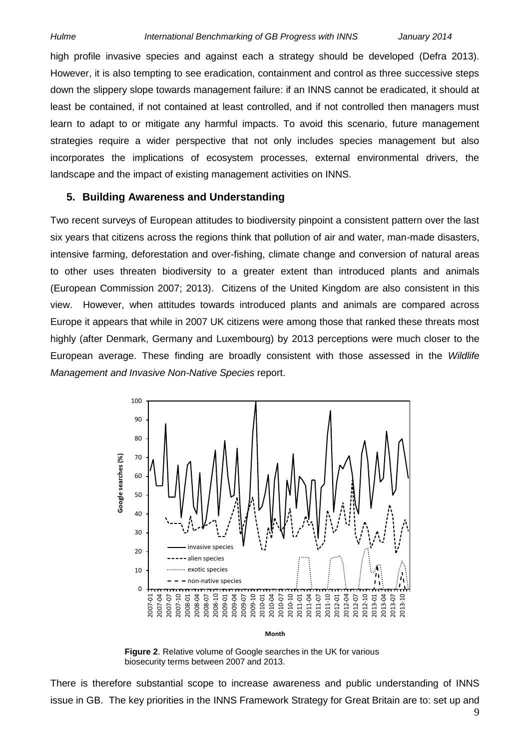high profile invasive species and against each a strategy should be developed (Defra 2013). However, it is also tempting to see eradication, containment and control as three successive steps down the slippery slope towards management failure: if an INNS cannot be eradicated, it should at least be contained, if not contained at least controlled, and if not controlled then managers must learn to adapt to or mitigate any harmful impacts. To avoid this scenario, future management strategies require a wider perspective that not only includes species management but also incorporates the implications of ecosystem processes, external environmental drivers, the landscape and the impact of existing management activities on INNS.

## 5. Building Awareness and Understanding

Two recent surveys of European attitudes to biodiversity pinpoint a consistent pattern over the last six years that citizens across the regions think that pollution of air and water, man-made disasters, intensive farming, deforestation and over-fishing, climate change and conversion of natural areas to other uses threaten biodiversity to a greater extent than introduced plants and animals (European Commission 2007; 2013). Citizens of the United Kingdom are also consistent in this view. However, when attitudes towards introduced plants and animals are compared across Europe it appears that while in 2007 UK citizens were among those that ranked these threats most highly (after Denmark, Germany and Luxembourg) by 2013 perceptions were much closer to the European average. These finding are broadly consistent with those assessed in the *Wildlife Management and Invasive Non-Native Species* report.

**Figure 2**. Relative volume of Google searches in the UK for various biosecurity terms between 2007 and 2013.

There is therefore substantial scope to increase awareness and public understanding of INNS issue in GB. The key priorities in the INNS Framework Strategy for Great Britain are to: set up and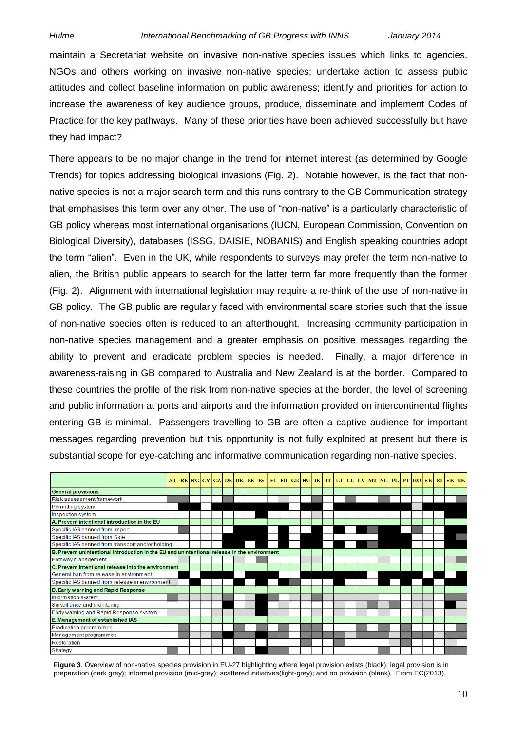maintain a Secretariat website on invasive non-native species issues which links to agencies, NGOs and others working on invasive non-native species; undertake action to assess public attitudes and collect baseline information on public awareness; identify and priorities for action to increase the awareness of key audience groups, produce, disseminate and implement Codes of Practice for the key pathways. Many of these priorities have been achieved successfully but have they had impact?

There appears to be no major change in the trend for internet interest (as determined by Google Trends) for topics addressing biological invasions (Fig. 2). Notable however, is the fact that non-native species is not a major search term and this runs contrary to the GB Communication strategy that emphasises this term over any other. The use of "non-native" is a particularly characteristic of GB policy whereas most international organisations (IUCN, European Commission, Convention on Biological Diversity), databases (ISSG, DAISIE, NOBANIS) and English speaking countries adopt the term "alien". Even in the UK, while respondents to surveys may prefer the term non-native to alien, the British public appears to search for the latter term far more frequently than the former (Fig. 2). Alignment with international legislation may require a re-think of the use of non-native in GB policy. The GB public are regularly faced with environmental scare stories such that the issue of non-native species often is reduced to an afterthought. Increasing community participation in non-native species management and a greater emphasis on positive messages regarding the ability to prevent and eradicate problem species is needed. Finally, a major difference in awareness-raising in GB compared to Australia and New Zealand is at the border. Compared to these countries the profile of the risk from non-native species at the border, the level of screening and public information at ports and airports and the information provided on intercontinental flights entering GB is minimal. Passengers travelling to GB are often a captive audience for important messages regarding prevention but this opportunity is not fully exploited at present but there is substantial scope for eye-catching and informative communication regarding non-native species.

| | AT | BE | BG | CY | CZ | DE | DK | EE | ES | FI | FR | GR | HU | IE | IT | LT | LU | LV | MT | NL | PL | PT | RO | SE | SI | SK | UK |
|---|---|---|---|---|---|---|---|---|---|---|---|---|---|---|---|---|---|---|---|---|---|---|---|---|---|---|---|
| **General provisions** | | | | | | | | | | | | | | | | | | | | | | | | | | | |
| Risk assessment framework | | | | | | | | | | | | | | | | | | | | | | | | | | | |
| Permitting system | | | | | | | | | | | | | | | | | | | | | | | | | | | |
| Inspection system | | | | | | | | | | | | | | | | | | | | | | | | | | | |
| **A. Prevent intentional introduction in the EU** | | | | | | | | | | | | | | | | | | | | | | | | | | | |
| Specific IAS banned from Import | | | | | | | | | | | | | | | | | | | | | | | | | | | |
| Specific IAS banned from Sale | | | | | | | | | | | | | | | | | | | | | | | | | | | |
| Specific IAS banned from transport and/or holding | | | | | | | | | | | | | | | | | | | | | | | | | | | |
| **B. Prevent unintentional introduction in the EU and unintentional release in the environment** | | | | | | | | | | | | | | | | | | | | | | | | | | | |
| Pathway management | | | | | | | | | | | | | | | | | | | | | | | | | | | |
| **C. Prevent intentional release into the environment** | | | | | | | | | | | | | | | | | | | | | | | | | | | |
| General ban from release in environment | | | | | | | | | | | | | | | | | | | | | | | | | | | |
| Specific IAS banned from release in environment | | | | | | | | | | | | | | | | | | | | | | | | | | | |
| **D. Early warning and Rapid Response** | | | | | | | | | | | | | | | | | | | | | | | | | | | |
| Information system | | | | | | | | | | | | | | | | | | | | | | | | | | | |
| Surveillance and monitoring | | | | | | | | | | | | | | | | | | | | | | | | | | | |
| Early warning and Rapid Response system | | | | | | | | | | | | | | | | | | | | | | | | | | | |
| **E. Management of established IAS** | | | | | | | | | | | | | | | | | | | | | | | | | | | |
| Eradication programmes | | | | | | | | | | | | | | | | | | | | | | | | | | | |
| Management programmes | | | | | | | | | | | | | | | | | | | | | | | | | | | |
| Restoration | | | | | | | | | | | | | | | | | | | | | | | | | | | |
| Strategy | | | | | | | | | | | | | | | | | | | | | | | | | | | |

**Figure 3**. Overview of non-native species provision in EU-27 highlighting where legal provision exists (black); legal provision is in preparation (dark grey); informal provision (mid-grey); scattered initiatives(light-grey); and no provision (blank). From EC(2013).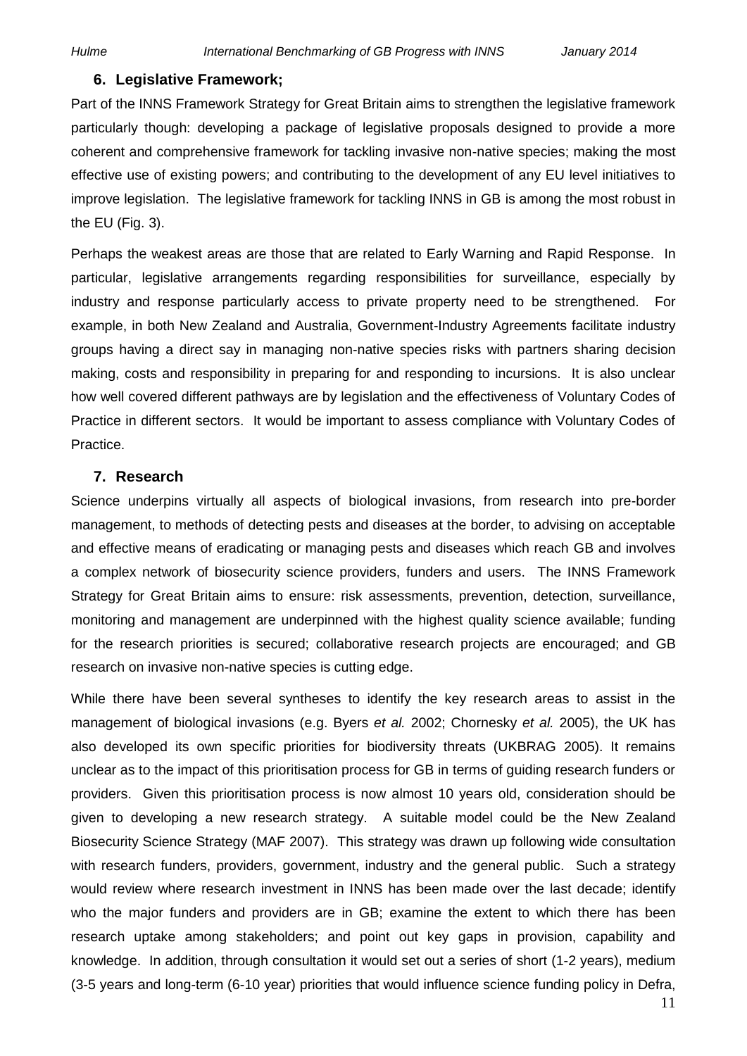## 6. Legislative Framework;

Part of the INNS Framework Strategy for Great Britain aims to strengthen the legislative framework particularly though: developing a package of legislative proposals designed to provide a more coherent and comprehensive framework for tackling invasive non-native species; making the most effective use of existing powers; and contributing to the development of any EU level initiatives to improve legislation. The legislative framework for tackling INNS in GB is among the most robust in the EU (Fig. 3).

Perhaps the weakest areas are those that are related to Early Warning and Rapid Response. In particular, legislative arrangements regarding responsibilities for surveillance, especially by industry and response particularly access to private property need to be strengthened. For example, in both New Zealand and Australia, Government-Industry Agreements facilitate industry groups having a direct say in managing non-native species risks with partners sharing decision making, costs and responsibility in preparing for and responding to incursions. It is also unclear how well covered different pathways are by legislation and the effectiveness of Voluntary Codes of Practice in different sectors. It would be important to assess compliance with Voluntary Codes of Practice.

## 7. Research

Science underpins virtually all aspects of biological invasions, from research into pre-border management, to methods of detecting pests and diseases at the border, to advising on acceptable and effective means of eradicating or managing pests and diseases which reach GB and involves a complex network of biosecurity science providers, funders and users. The INNS Framework Strategy for Great Britain aims to ensure: risk assessments, prevention, detection, surveillance, monitoring and management are underpinned with the highest quality science available; funding for the research priorities is secured; collaborative research projects are encouraged; and GB research on invasive non-native species is cutting edge.

While there have been several syntheses to identify the key research areas to assist in the management of biological invasions (e.g. Byers *et al.* 2002; Chornesky *et al.* 2005), the UK has also developed its own specific priorities for biodiversity threats (UKBRAG 2005). It remains unclear as to the impact of this prioritisation process for GB in terms of guiding research funders or providers. Given this prioritisation process is now almost 10 years old, consideration should be given to developing a new research strategy. A suitable model could be the New Zealand Biosecurity Science Strategy (MAF 2007). This strategy was drawn up following wide consultation with research funders, providers, government, industry and the general public. Such a strategy would review where research investment in INNS has been made over the last decade; identify who the major funders and providers are in GB; examine the extent to which there has been research uptake among stakeholders; and point out key gaps in provision, capability and knowledge. In addition, through consultation it would set out a series of short (1-2 years), medium (3-5 years and long-term (6-10 year) priorities that would influence science funding policy in Defra,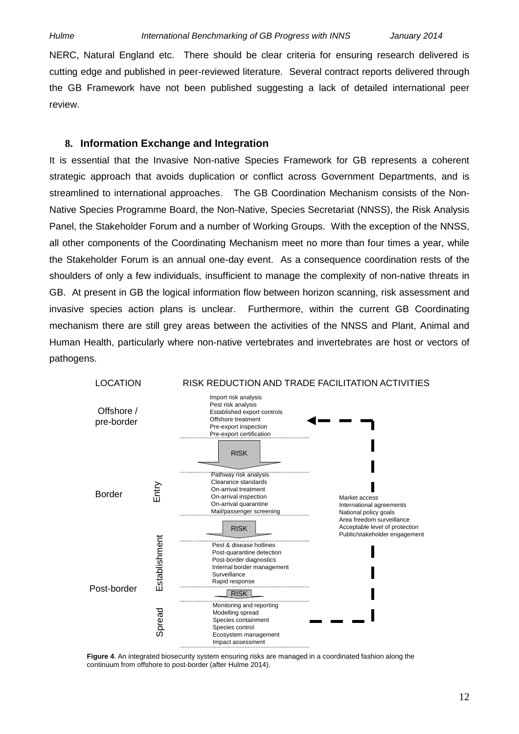NERC, Natural England etc. There should be clear criteria for ensuring research delivered is cutting edge and published in peer-reviewed literature. Several contract reports delivered through the GB Framework have not been published suggesting a lack of detailed international peer review.

## 8. Information Exchange and Integration

It is essential that the Invasive Non-native Species Framework for GB represents a coherent strategic approach that avoids duplication or conflict across Government Departments, and is streamlined to international approaches. The GB Coordination Mechanism consists of the Non-Native Species Programme Board, the Non-Native, Species Secretariat (NNSS), the Risk Analysis Panel, the Stakeholder Forum and a number of Working Groups. With the exception of the NNSS, all other components of the Coordinating Mechanism meet no more than four times a year, while the Stakeholder Forum is an annual one-day event. As a consequence coordination rests of the shoulders of only a few individuals, insufficient to manage the complexity of non-native threats in GB. At present in GB the logical information flow between horizon scanning, risk assessment and invasive species action plans is unclear. Furthermore, within the current GB Coordinating mechanism there are still grey areas between the activities of the NNSS and Plant, Animal and Human Health, particularly where non-native vertebrates and invertebrates are host or vectors of pathogens.

| LOCATION | | RISK REDUCTION AND TRADE FACILITATION ACTIVITIES | |
| --- | --- | --- | --- |
| Offshore / pre-border | | Import risk analysis<br>Pest risk analysis<br>Established export controls<br>Offshore treatment<br>Pre-export inspection<br>Pre-export certification | Market access<br>International agreements<br>National policy goals<br>Area freedom surveillance<br>Acceptable level of protection<br>Public/stakeholder engagement |
| | | RISK | |
| Border | Entry | Pathway risk analysis<br>Clearance standards<br>On-arrival treatment<br>On-arrival inspection<br>On-arrival quarantine<br>Mail/passenger screening | |
| | | RISK | |
| Post-border | Establishment | Pest & disease hotlines<br>Post-quarantine detection<br>Post-border diagnostics<br>Internal border management<br>Surveillance<br>Rapid response | |
| | | RISK | |
| | Spread | Monitoring and reporting<br>Modelling spread<br>Species containment<br>Species control<br>Ecosystem management<br>Impact assessment | |

**Figure 4**. An integrated biosecurity system ensuring risks are managed in a coordinated fashion along the continuum from offshore to post-border (after Hulme 2014).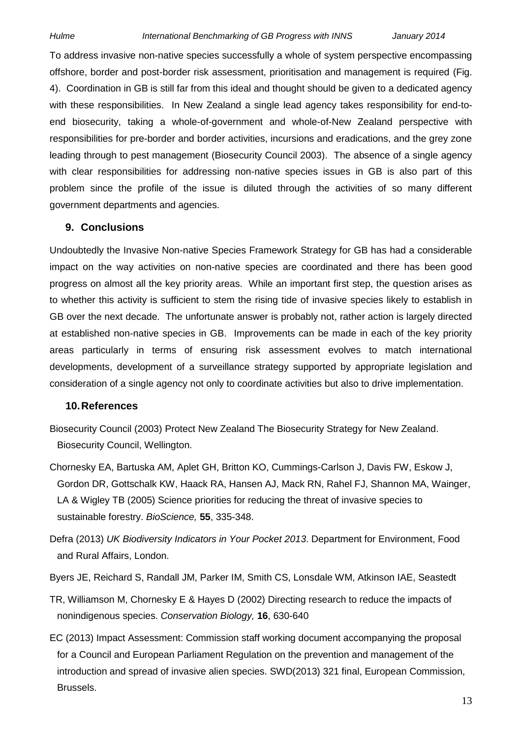To address invasive non-native species successfully a whole of system perspective encompassing offshore, border and post-border risk assessment, prioritisation and management is required (Fig. 4). Coordination in GB is still far from this ideal and thought should be given to a dedicated agency with these responsibilities. In New Zealand a single lead agency takes responsibility for end-to-end biosecurity, taking a whole-of-government and whole-of-New Zealand perspective with responsibilities for pre-border and border activities, incursions and eradications, and the grey zone leading through to pest management (Biosecurity Council 2003). The absence of a single agency with clear responsibilities for addressing non-native species issues in GB is also part of this problem since the profile of the issue is diluted through the activities of so many different government departments and agencies.

## 9. Conclusions

Undoubtedly the Invasive Non-native Species Framework Strategy for GB has had a considerable impact on the way activities on non-native species are coordinated and there has been good progress on almost all the key priority areas. While an important first step, the question arises as to whether this activity is sufficient to stem the rising tide of invasive species likely to establish in GB over the next decade. The unfortunate answer is probably not, rather action is largely directed at established non-native species in GB. Improvements can be made in each of the key priority areas particularly in terms of ensuring risk assessment evolves to match international developments, development of a surveillance strategy supported by appropriate legislation and consideration of a single agency not only to coordinate activities but also to drive implementation.

## 10. References

Biosecurity Council (2003) Protect New Zealand The Biosecurity Strategy for New Zealand. Biosecurity Council, Wellington.

Chornesky EA, Bartuska AM, Aplet GH, Britton KO, Cummings-Carlson J, Davis FW, Eskow J, Gordon DR, Gottschalk KW, Haack RA, Hansen AJ, Mack RN, Rahel FJ, Shannon MA, Wainger, LA & Wigley TB (2005) Science priorities for reducing the threat of invasive species to sustainable forestry. *BioScience,* **55**, 335-348.

Defra (2013) *UK Biodiversity Indicators in Your Pocket 2013*. Department for Environment, Food and Rural Affairs, London.

Byers JE, Reichard S, Randall JM, Parker IM, Smith CS, Lonsdale WM, Atkinson IAE, Seastedt TR, Williamson M, Chornesky E & Hayes D (2002) Directing research to reduce the impacts of nonindigenous species. *Conservation Biology,* **16**, 630-640

EC (2013) Impact Assessment: Commission staff working document accompanying the proposal for a Council and European Parliament Regulation on the prevention and management of the introduction and spread of invasive alien species. SWD(2013) 321 final, European Commission, Brussels.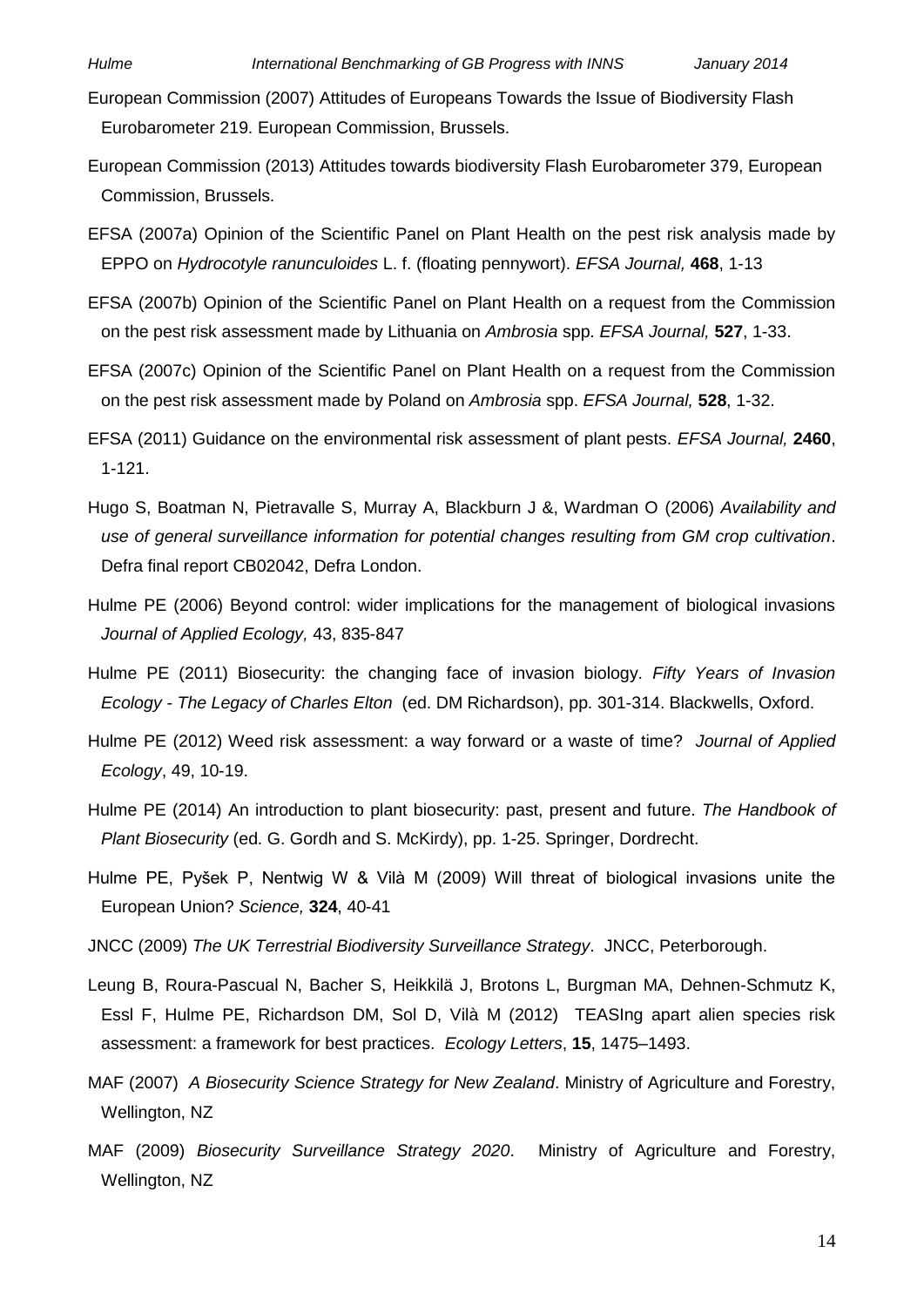European Commission (2007) Attitudes of Europeans Towards the Issue of Biodiversity Flash Eurobarometer 219. European Commission, Brussels.

European Commission (2013) Attitudes towards biodiversity Flash Eurobarometer 379, European Commission, Brussels.

EFSA (2007a) Opinion of the Scientific Panel on Plant Health on the pest risk analysis made by EPPO on *Hydrocotyle ranunculoides* L. f. (floating pennywort). *EFSA Journal,* **468**, 1-13

EFSA (2007b) Opinion of the Scientific Panel on Plant Health on a request from the Commission on the pest risk assessment made by Lithuania on *Ambrosia* spp. *EFSA Journal,* **527**, 1-33.

EFSA (2007c) Opinion of the Scientific Panel on Plant Health on a request from the Commission on the pest risk assessment made by Poland on *Ambrosia* spp. *EFSA Journal,* **528**, 1-32.

EFSA (2011) Guidance on the environmental risk assessment of plant pests. *EFSA Journal,* **2460**, 1-121.

Hugo S, Boatman N, Pietravalle S, Murray A, Blackburn J &, Wardman O (2006) *Availability and use of general surveillance information for potential changes resulting from GM crop cultivation*. Defra final report CB02042, Defra London.

Hulme PE (2006) Beyond control: wider implications for the management of biological invasions *Journal of Applied Ecology,* 43, 835-847

Hulme PE (2011) Biosecurity: the changing face of invasion biology. *Fifty Years of Invasion Ecology - The Legacy of Charles Elton* (ed. DM Richardson), pp. 301-314. Blackwells, Oxford.

Hulme PE (2012) Weed risk assessment: a way forward or a waste of time? *Journal of Applied Ecology*, 49, 10-19.

Hulme PE (2014) An introduction to plant biosecurity: past, present and future. *The Handbook of Plant Biosecurity* (ed. G. Gordh and S. McKirdy), pp. 1-25. Springer, Dordrecht.

Hulme PE, Pyšek P, Nentwig W & Vilà M (2009) Will threat of biological invasions unite the European Union? *Science,* **324**, 40-41

JNCC (2009) *The UK Terrestrial Biodiversity Surveillance Strategy*. JNCC, Peterborough.

Leung B, Roura-Pascual N, Bacher S, Heikkilä J, Brotons L, Burgman MA, Dehnen-Schmutz K, Essl F, Hulme PE, Richardson DM, Sol D, Vilà M (2012) TEASIng apart alien species risk assessment: a framework for best practices. *Ecology Letters*, **15**, 1475–1493.

MAF (2007) *A Biosecurity Science Strategy for New Zealand*. Ministry of Agriculture and Forestry, Wellington, NZ

MAF (2009) *Biosecurity Surveillance Strategy 2020*. Ministry of Agriculture and Forestry, Wellington, NZ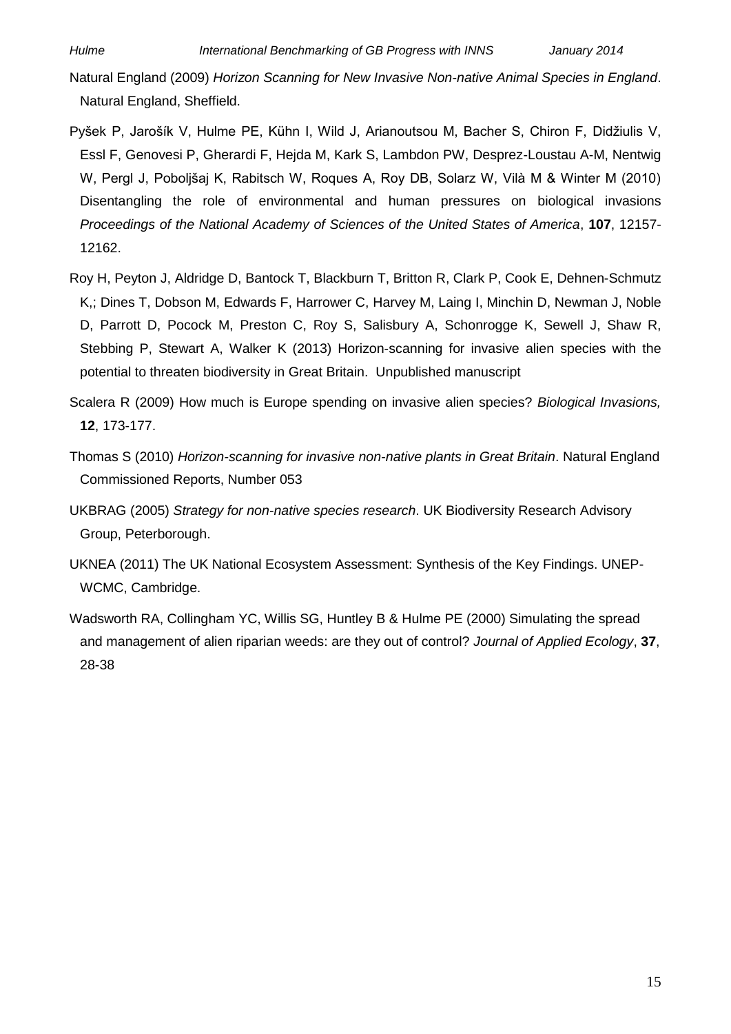Natural England (2009) *Horizon Scanning for New Invasive Non-native Animal Species in England*. Natural England, Sheffield.

Pyšek P, Jarošík V, Hulme PE, Kühn I, Wild J, Arianoutsou M, Bacher S, Chiron F, Didžiulis V, Essl F, Genovesi P, Gherardi F, Hejda M, Kark S, Lambdon PW, Desprez-Loustau A-M, Nentwig W, Pergl J, Poboljšaj K, Rabitsch W, Roques A, Roy DB, Solarz W, Vilà M & Winter M (2010) Disentangling the role of environmental and human pressures on biological invasions *Proceedings of the National Academy of Sciences of the United States of America*, **107**, 12157-12162.

Roy H, Peyton J, Aldridge D, Bantock T, Blackburn T, Britton R, Clark P, Cook E, Dehnen-Schmutz K,; Dines T, Dobson M, Edwards F, Harrower C, Harvey M, Laing I, Minchin D, Newman J, Noble D, Parrott D, Pocock M, Preston C, Roy S, Salisbury A, Schonrogge K, Sewell J, Shaw R, Stebbing P, Stewart A, Walker K (2013) Horizon-scanning for invasive alien species with the potential to threaten biodiversity in Great Britain. Unpublished manuscript

Scalera R (2009) How much is Europe spending on invasive alien species? *Biological Invasions,* **12**, 173-177.

Thomas S (2010) *Horizon-scanning for invasive non-native plants in Great Britain*. Natural England Commissioned Reports, Number 053

UKBRAG (2005) *Strategy for non-native species research*. UK Biodiversity Research Advisory Group, Peterborough.

UKNEA (2011) The UK National Ecosystem Assessment: Synthesis of the Key Findings. UNEP-WCMC, Cambridge.

Wadsworth RA, Collingham YC, Willis SG, Huntley B & Hulme PE (2000) Simulating the spread and management of alien riparian weeds: are they out of control? *Journal of Applied Ecology*, **37**, 28-38